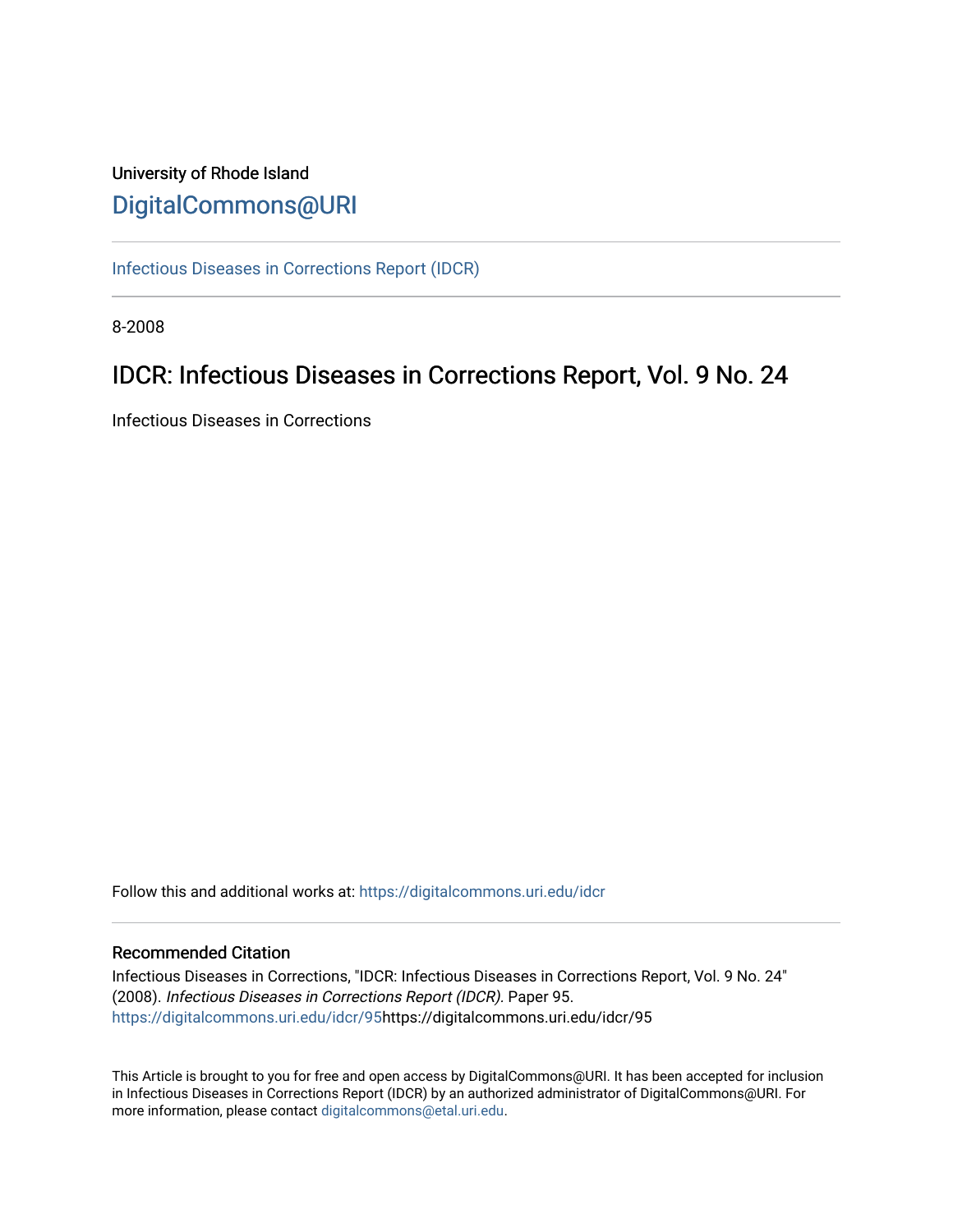University of Rhode Island

[DigitalCommons@URI](https://digitalcommons.uri.edu/)

[Infectious Diseases in Corrections Report (IDCR)](https://digitalcommons.uri.edu/idcr)

8-2008

# IDCR: Infectious Diseases in Corrections Report, Vol. 9 No. 24

Infectious Diseases in Corrections

Follow this and additional works at: https://digitalcommons.uri.edu/idcr

## Recommended Citation

Infectious Diseases in Corrections, "IDCR: Infectious Diseases in Corrections Report, Vol. 9 No. 24" (2008). *Infectious Diseases in Corrections Report (IDCR).* Paper 95. https://digitalcommons.uri.edu/idcr/95https://digitalcommons.uri.edu/idcr/95

This Article is brought to you for free and open access by DigitalCommons@URI. It has been accepted for inclusion in Infectious Diseases in Corrections Report (IDCR) by an authorized administrator of DigitalCommons@URI. For more information, please contact digitalcommons@etal.uri.edu.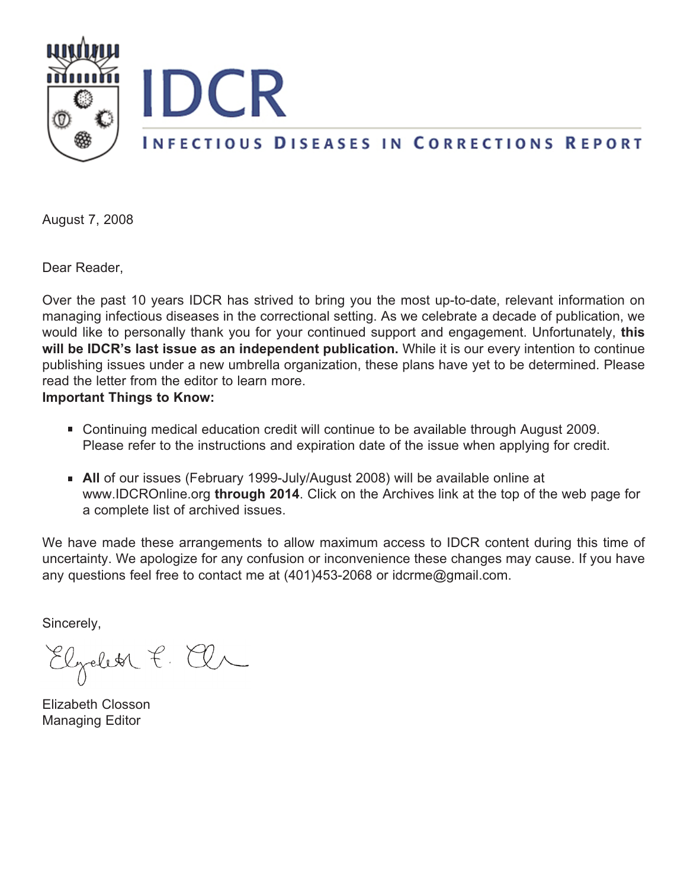# IDCR

## INFECTIOUS DISEASES IN CORRECTIONS REPORT

August 7, 2008

Dear Reader,

Over the past 10 years IDCR has strived to bring you the most up-to-date, relevant information on managing infectious diseases in the correctional setting. As we celebrate a decade of publication, we would like to personally thank you for your continued support and engagement. Unfortunately, **this will be IDCR's last issue as an independent publication.** While it is our every intention to continue publishing issues under a new umbrella organization, these plans have yet to be determined. Please read the letter from the editor to learn more.

**Important Things to Know:**

- Continuing medical education credit will continue to be available through August 2009. Please refer to the instructions and expiration date of the issue when applying for credit.
- **All** of our issues (February 1999-July/August 2008) will be available online at www.IDCROnline.org **through 2014**. Click on the Archives link at the top of the web page for a complete list of archived issues.

We have made these arrangements to allow maximum access to IDCR content during this time of uncertainty. We apologize for any confusion or inconvenience these changes may cause. If you have any questions feel free to contact me at (401)453-2068 or idcrme@gmail.com.

Sincerely,

Elizabeth Closson
Managing Editor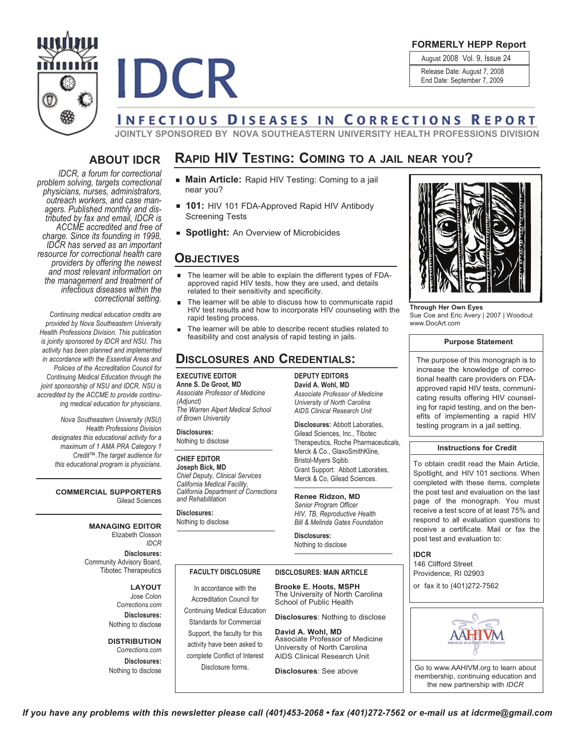FORMERLY HEPP Report

August 2008 Vol. 9, Issue 24

Release Date: August 7, 2008
End Date: September 7, 2009

# IDCR

## INFECTIOUS DISEASES IN CORRECTIONS REPORT

JOINTLY SPONSORED BY NOVA SOUTHEASTERN UNIVERSITY HEALTH PROFESSIONS DIVISION

## ABOUT IDCR

*IDCR, a forum for correctional problem solving, targets correctional physicians, nurses, administrators, outreach workers, and case managers. Published monthly and distributed by fax and email, IDCR is ACCME accredited and free of charge. Since its founding in 1998, IDCR has served as an important resource for correctional health care providers by offering the newest and most relevant information on the management and treatment of infectious diseases within the correctional setting.*

*Continuing medical education credits are provided by Nova Southeastern University Health Professions Division. This publication is jointly sponsored by IDCR and NSU. This activity has been planned and implemented in accordance with the Essential Areas and Policies of the Accreditation Council for Continuing Medical Education through the joint sponsorship of NSU and IDCR. NSU is accredited by the ACCME to provide continuing medical education for physicians.*

*Nova Southeastern University (NSU) Health Professions Division designates this educational activity for a maximum of 1 AMA PRA Category 1 Credit™. The target audience for this educational program is physicians.*

**COMMERCIAL SUPPORTERS**
Gilead Sciences

**MANAGING EDITOR**
Elizabeth Closson
*IDCR*
**Disclosures:**
Community Advisory Board, Tibotec Therapeutics

**LAYOUT**
Jose Colon
*Corrections.com*
**Disclosures:**
Nothing to disclose

**DISTRIBUTION**
*Corrections.com*
**Disclosures:**
Nothing to disclose

# RAPID HIV TESTING: COMING TO A JAIL NEAR YOU?

- **Main Article:** Rapid HIV Testing: Coming to a jail near you?
- **101:** HIV 101 FDA-Approved Rapid HIV Antibody Screening Tests
- **Spotlight:** An Overview of Microbicides

**Through Her Own Eyes**
Sue Coe and Eric Avery | 2007 | Woodcut
www.DocArt.com

## OBJECTIVES

- The learner will be able to explain the different types of FDA-approved rapid HIV tests, how they are used, and details related to their sensitivity and specificity.
- The learner will be able to discuss how to communicate rapid HIV test results and how to incorporate HIV counseling with the rapid testing process.
- The learner will be able to describe recent studies related to feasibility and cost analysis of rapid testing in jails.

### Purpose Statement

The purpose of this monograph is to increase the knowledge of correctional health care providers on FDA-approved rapid HIV tests, communicating results offering HIV counseling for rapid testing, and on the benefits of implementing a rapid HIV testing program in a jail setting.

## DISCLOSURES AND CREDENTIALS:

**EXECUTIVE EDITOR**
**Anne S. De Groot, MD**
*Associate Professor of Medicine (Adjunct)*
*The Warren Alpert Medical School of Brown University*

**Disclosures:**
Nothing to disclose

**CHIEF EDITOR**
**Joseph Bick, MD**
*Chief Deputy, Clinical Services*
*California Medical Facility,*
*California Department of Corrections and Rehabilitation*

**Disclosures:**
Nothing to disclose

**DEPUTY EDITORS**
**David A. Wohl, MD**
*Associate Professor of Medicine*
*University of North Carolina*
*AIDS Clinical Research Unit*

**Disclosures:** Abbott Laboraties, Gilead Sciences, Inc., Tibotec Therapeutics, Roche Pharmaceuticals, Merck & Co., GlaxoSmithKline, Bristol-Myers Sqibb.
Grant Support: Abbott Laboraties, Merck & Co, Gilead Sciences.

**Renee Ridzon, MD**
*Senior Program Officer*
*HIV, TB, Reproductive Health*
*Bill & Melinda Gates Foundation*

**Disclosures:**
Nothing to disclose

### Instructions for Credit

To obtain credit read the Main Article, Spotlight, and HIV 101 sections. When completed with these items, complete the post test and evaluation on the last page of the monograph. You must receive a test score of at least 75% and respond to all evaluation questions to receive a certificate. Mail or fax the post test and evaluation to:

**IDCR**
146 Clifford Street
Providence, RI 02903

or fax it to (401)272-7562

**FACULTY DISCLOSURE**

In accordance with the Accreditation Council for Continuing Medical Education Standards for Commercial Support, the faculty for this activity have been asked to complete Conflict of Interest Disclosure forms.

**DISCLOSURES: MAIN ARTICLE**

**Brooke E. Hoots, MSPH**
The University of North Carolina School of Public Health

**Disclosures**: Nothing to disclose

**David A. Wohl, MD**
Associate Professor of Medicine
University of North Carolina
AIDS Clinical Research Unit

**Disclosures**: See above

AAHIVM — American Academy of HIV Medicine

Go to www.AAHIVM.org to learn about membership, continuing education and the new partnership with *IDCR*

*If you have any problems with this newsletter please call (401)453-2068 • fax (401)272-7562 or e-mail us at idcrme@gmail.com*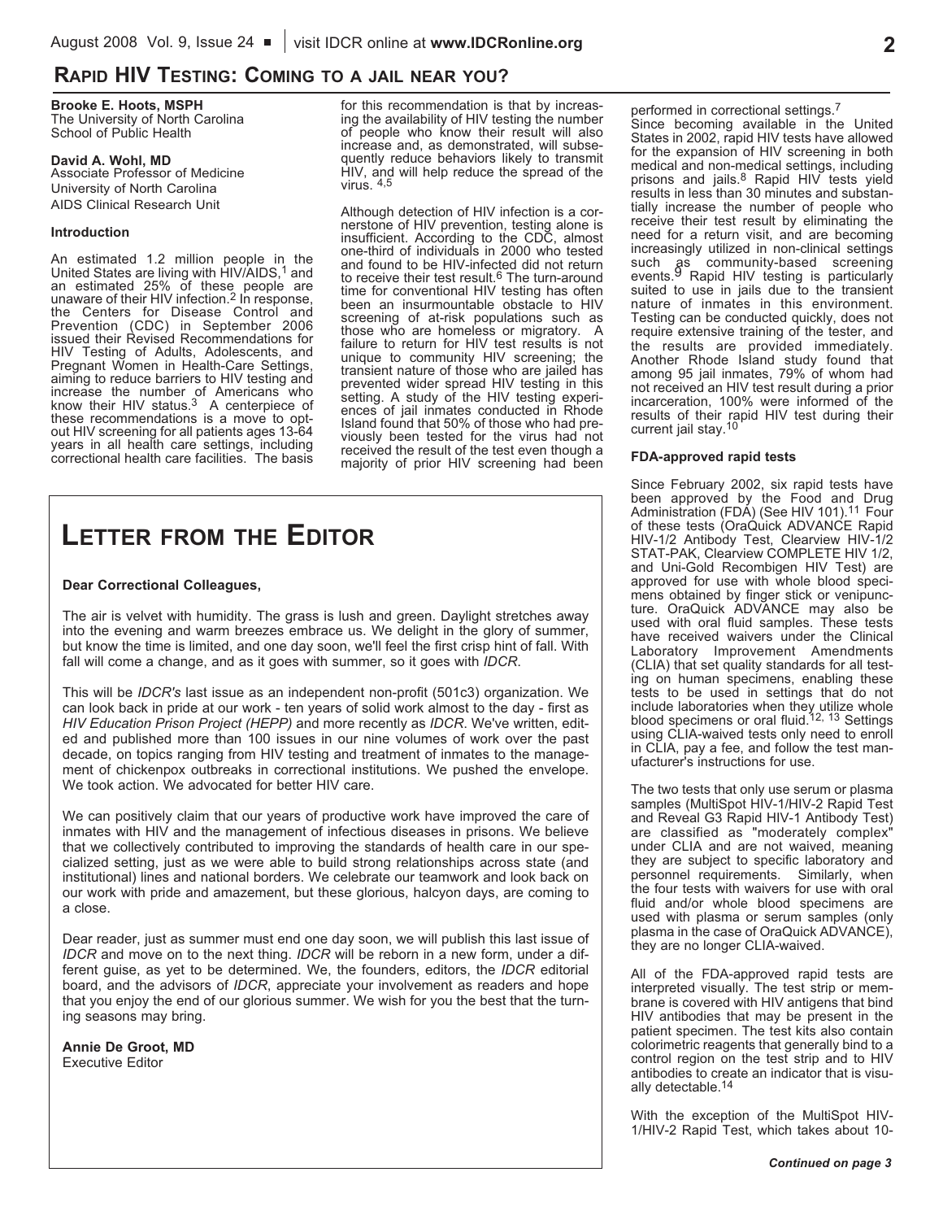## Rapid HIV Testing: Coming to a Jail Near You?

**Brooke E. Hoots, MSPH**
The University of North Carolina
School of Public Health

**David A. Wohl, MD**
Associate Professor of Medicine
University of North Carolina
AIDS Clinical Research Unit

**Introduction**

An estimated 1.2 million people in the United States are living with HIV/AIDS,[1] and an estimated 25% of these people are unaware of their HIV infection.[2] In response, the Centers for Disease Control and Prevention (CDC) in September 2006 issued their Revised Recommendations for HIV Testing of Adults, Adolescents, and Pregnant Women in Health-Care Settings, aiming to reduce barriers to HIV testing and increase the number of Americans who know their HIV status.[3] A centerpiece of these recommendations is a move to opt-out HIV screening for all patients ages 13-64 years in all health care settings, including correctional health care facilities. The basis for this recommendation is that by increasing the availability of HIV testing the number of people who know their result will also increase and, as demonstrated, will subsequently reduce behaviors likely to transmit HIV, and will help reduce the spread of the virus. [4,5]

Although detection of HIV infection is a cornerstone of HIV prevention, testing alone is insufficient. According to the CDC, almost one-third of individuals in 2000 who tested and found to be HIV-infected did not return to receive their test result.[6] The turn-around time for conventional HIV testing has often been an insurmountable obstacle to HIV screening of at-risk populations such as those who are homeless or migratory. A failure to return for HIV test results is not unique to community HIV screening; the transient nature of those who are jailed has prevented wider spread HIV testing in this setting. A study of the HIV testing experiences of jail inmates conducted in Rhode Island found that 50% of those who had previously been tested for the virus had not received the result of the test even though a majority of prior HIV screening had been performed in correctional settings.[7]

Since becoming available in the United States in 2002, rapid HIV tests have allowed for the expansion of HIV screening in both medical and non-medical settings, including prisons and jails.[8] Rapid HIV tests yield results in less than 30 minutes and substantially increase the number of people who receive their test result by eliminating the need for a return visit, and are becoming increasingly utilized in non-clinical settings such as community-based screening events.[9] Rapid HIV testing is particularly suited to use in jails due to the transient nature of inmates in this environment. Testing can be conducted quickly, does not require extensive training of the tester, and the results are provided immediately. Another Rhode Island study found that among 95 jail inmates, 79% of whom had not received an HIV test result during a prior incarceration, 100% were informed of the results of their rapid HIV test during their current jail stay.[10]

**FDA-approved rapid tests**

Since February 2002, six rapid tests have been approved by the Food and Drug Administration (FDA) (See HIV 101).[11] Four of these tests (OraQuick ADVANCE Rapid HIV-1/2 Antibody Test, Clearview HIV-1/2 STAT-PAK, Clearview COMPLETE HIV 1/2, and Uni-Gold Recombigen HIV Test) are approved for use with whole blood specimens obtained by finger stick or venipuncture. OraQuick ADVANCE may also be used with oral fluid samples. These tests have received waivers under the Clinical Laboratory Improvement Amendments (CLIA) that set quality standards for all testing on human specimens, enabling these tests to be used in settings that do not include laboratories when they utilize whole blood specimens or oral fluid.[12, 13] Settings using CLIA-waived tests only need to enroll in CLIA, pay a fee, and follow the test manufacturer's instructions for use.

The two tests that only use serum or plasma samples (MultiSpot HIV-1/HIV-2 Rapid Test and Reveal G3 Rapid HIV-1 Antibody Test) are classified as "moderately complex" under CLIA and are not waived, meaning they are subject to specific laboratory and personnel requirements. Similarly, when the four tests with waivers for use with oral fluid and/or whole blood specimens are used with plasma or serum samples (only plasma in the case of OraQuick ADVANCE), they are no longer CLIA-waived.

All of the FDA-approved rapid tests are interpreted visually. The test strip or membrane is covered with HIV antigens that bind HIV antibodies that may be present in the patient specimen. The test kits also contain colorimetric reagents that generally bind to a control region on the test strip and to HIV antibodies to create an indicator that is visually detectable.[14]

With the exception of the MultiSpot HIV-1/HIV-2 Rapid Test, which takes about 10-

*Continued on page 3*

## Letter from the Editor

**Dear Correctional Colleagues,**

The air is velvet with humidity. The grass is lush and green. Daylight stretches away into the evening and warm breezes embrace us. We delight in the glory of summer, but know the time is limited, and one day soon, we'll feel the first crisp hint of fall. With fall will come a change, and as it goes with summer, so it goes with *IDCR*.

This will be *IDCR's* last issue as an independent non-profit (501c3) organization. We can look back in pride at our work - ten years of solid work almost to the day - first as *HIV Education Prison Project (HEPP)* and more recently as *IDCR*. We've written, edited and published more than 100 issues in our nine volumes of work over the past decade, on topics ranging from HIV testing and treatment of inmates to the management of chickenpox outbreaks in correctional institutions. We pushed the envelope. We took action. We advocated for better HIV care.

We can positively claim that our years of productive work have improved the care of inmates with HIV and the management of infectious diseases in prisons. We believe that we collectively contributed to improving the standards of health care in our specialized setting, just as we were able to build strong relationships across state (and institutional) lines and national borders. We celebrate our teamwork and look back on our work with pride and amazement, but these glorious, halcyon days, are coming to a close.

Dear reader, just as summer must end one day soon, we will publish this last issue of *IDCR* and move on to the next thing. *IDCR* will be reborn in a new form, under a different guise, as yet to be determined. We, the founders, editors, the *IDCR* editorial board, and the advisors of *IDCR*, appreciate your involvement as readers and hope that you enjoy the end of our glorious summer. We wish for you the best that the turning seasons may bring.

**Annie De Groot, MD**
Executive Editor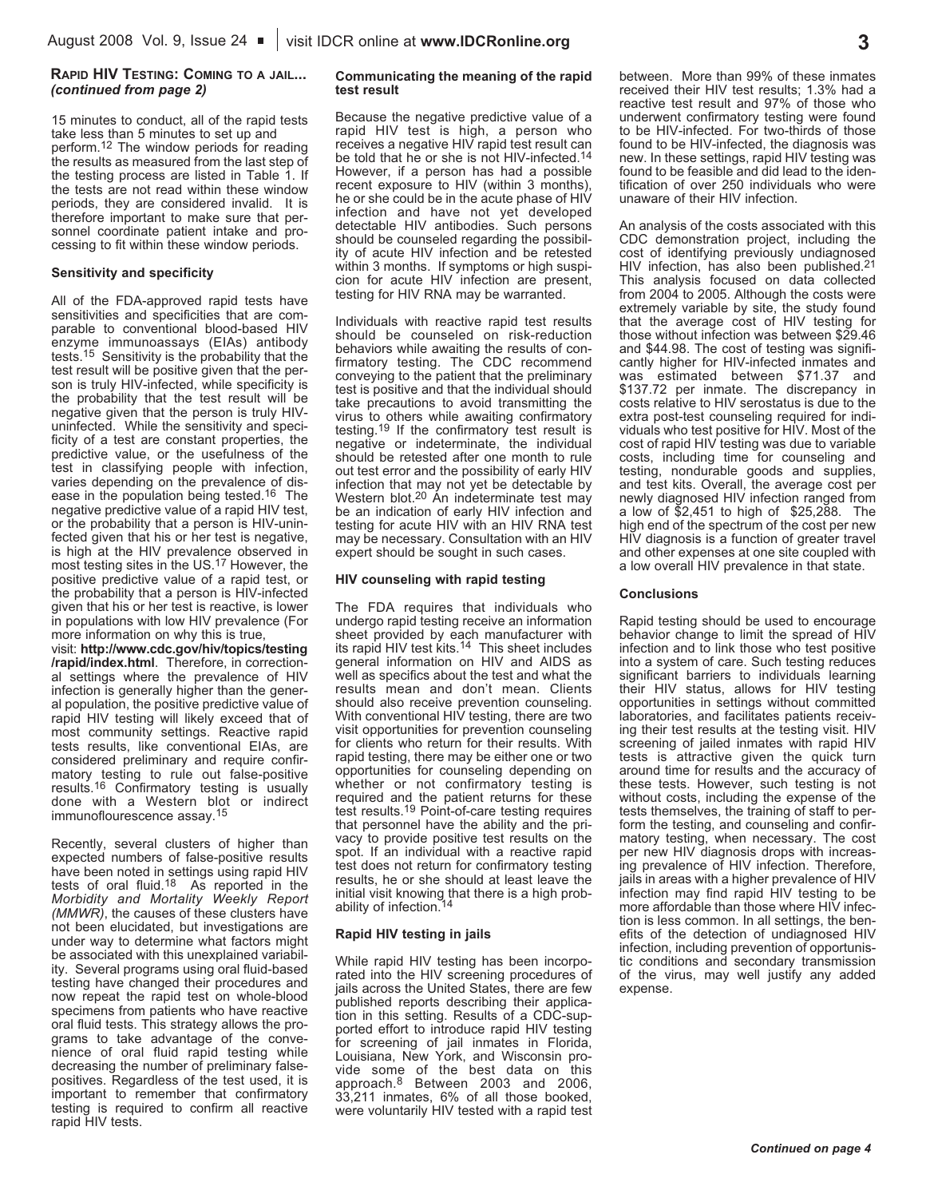**Rapid HIV Testing: Coming to a jail...** ***(continued from page 2)***

15 minutes to conduct, all of the rapid tests take less than 5 minutes to set up and perform.[12] The window periods for reading the results as measured from the last step of the testing process are listed in Table 1. If the tests are not read within these window periods, they are considered invalid. It is therefore important to make sure that personnel coordinate patient intake and processing to fit within these window periods.

**Sensitivity and specificity**

All of the FDA-approved rapid tests have sensitivities and specificities that are comparable to conventional blood-based HIV enzyme immunoassays (EIAs) antibody tests.[15] Sensitivity is the probability that the test result will be positive given that the person is truly HIV-infected, while specificity is the probability that the test result will be negative given that the person is truly HIV-uninfected. While the sensitivity and specificity of a test are constant properties, the predictive value, or the usefulness of the test in classifying people with infection, varies depending on the prevalence of disease in the population being tested.[16] The negative predictive value of a rapid HIV test, or the probability that a person is HIV-uninfected given that his or her test is negative, is high at the HIV prevalence observed in most testing sites in the US.[17] However, the positive predictive value of a rapid test, or the probability that a person is HIV-infected given that his or her test is reactive, is lower in populations with low HIV prevalence (For more information on why this is true, visit: **http://www.cdc.gov/hiv/topics/testing/rapid/index.html**. Therefore, in correctional settings where the prevalence of HIV infection is generally higher than the general population, the positive predictive value of rapid HIV testing will likely exceed that of most community settings. Reactive rapid tests results, like conventional EIAs, are considered preliminary and require confirmatory testing to rule out false-positive results.[16] Confirmatory testing is usually done with a Western blot or indirect immunoflourescence assay.[15]

Recently, several clusters of higher than expected numbers of false-positive results have been noted in settings using rapid HIV tests of oral fluid.[18] As reported in the *Morbidity and Mortality Weekly Report (MMWR)*, the causes of these clusters have not been elucidated, but investigations are under way to determine what factors might be associated with this unexplained variability. Several programs using oral fluid-based testing have changed their procedures and now repeat the rapid test on whole-blood specimens from patients who have reactive oral fluid tests. This strategy allows the programs to take advantage of the convenience of oral fluid rapid testing while decreasing the number of preliminary false-positives. Regardless of the test used, it is important to remember that confirmatory testing is required to confirm all reactive rapid HIV tests.

**Communicating the meaning of the rapid test result**

Because the negative predictive value of a rapid HIV test is high, a person who receives a negative HIV rapid test result can be told that he or she is not HIV-infected.[14] However, if a person has had a possible recent exposure to HIV (within 3 months), he or she could be in the acute phase of HIV infection and have not yet developed detectable HIV antibodies. Such persons should be counseled regarding the possibility of acute HIV infection and be retested within 3 months. If symptoms or high suspicion for acute HIV infection are present, testing for HIV RNA may be warranted.

Individuals with reactive rapid test results should be counseled on risk-reduction behaviors while awaiting the results of confirmatory testing. The CDC recommend conveying to the patient that the preliminary test is positive and that the individual should take precautions to avoid transmitting the virus to others while awaiting confirmatory testing.[19] If the confirmatory test result is negative or indeterminate, the individual should be retested after one month to rule out test error and the possibility of early HIV infection that may not yet be detectable by Western blot.[20] An indeterminate test may be an indication of early HIV infection and testing for acute HIV with an HIV RNA test may be necessary. Consultation with an HIV expert should be sought in such cases.

**HIV counseling with rapid testing**

The FDA requires that individuals who undergo rapid testing receive an information sheet provided by each manufacturer with its rapid HIV test kits.[14] This sheet includes general information on HIV and AIDS as well as specifics about the test and what the results mean and don't mean. Clients should also receive prevention counseling. With conventional HIV testing, there are two visit opportunities for prevention counseling for clients who return for their results. With rapid testing, there may be either one or two opportunities for counseling depending on whether or not confirmatory testing is required and the patient returns for these test results.[19] Point-of-care testing requires that personnel have the ability and the privacy to provide positive test results on the spot. If an individual with a reactive rapid test does not return for confirmatory testing results, he or she should at least leave the initial visit knowing that there is a high probability of infection.[14]

**Rapid HIV testing in jails**

While rapid HIV testing has been incorporated into the HIV screening procedures of jails across the United States, there are few published reports describing their application in this setting. Results of a CDC-supported effort to introduce rapid HIV testing for screening of jail inmates in Florida, Louisiana, New York, and Wisconsin provide some of the best data on this approach.[8] Between 2003 and 2006, 33,211 inmates, 6% of all those booked, were voluntarily HIV tested with a rapid test between. More than 99% of these inmates received their HIV test results; 1.3% had a reactive test result and 97% of those who underwent confirmatory testing were found to be HIV-infected. For two-thirds of those found to be HIV-infected, the diagnosis was new. In these settings, rapid HIV testing was found to be feasible and did lead to the identification of over 250 individuals who were unaware of their HIV infection.

An analysis of the costs associated with this CDC demonstration project, including the cost of identifying previously undiagnosed HIV infection, has also been published.[21] This analysis focused on data collected from 2004 to 2005. Although the costs were extremely variable by site, the study found that the average cost of HIV testing for those without infection was between $29.46 and $44.98. The cost of testing was significantly higher for HIV-infected inmates and was estimated between $71.37 and $137.72 per inmate. The discrepancy in costs relative to HIV serostatus is due to the extra post-test counseling required for individuals who test positive for HIV. Most of the cost of rapid HIV testing was due to variable costs, including time for counseling and testing, nondurable goods and supplies, and test kits. Overall, the average cost per newly diagnosed HIV infection ranged from a low of $2,451 to high of $25,288. The high end of the spectrum of the cost per new HIV diagnosis is a function of greater travel and other expenses at one site coupled with a low overall HIV prevalence in that state.

**Conclusions**

Rapid testing should be used to encourage behavior change to limit the spread of HIV infection and to link those who test positive into a system of care. Such testing reduces significant barriers to individuals learning their HIV status, allows for HIV testing opportunities in settings without committed laboratories, and facilitates patients receiving their test results at the testing visit. HIV screening of jailed inmates with rapid HIV tests is attractive given the quick turn around time for results and the accuracy of these tests. However, such testing is not without costs, including the expense of the tests themselves, the training of staff to perform the testing, and counseling and confirmatory testing, when necessary. The cost per new HIV diagnosis drops with increasing prevalence of HIV infection. Therefore, jails in areas with a higher prevalence of HIV infection may find rapid HIV testing to be more affordable than those where HIV infection is less common. In all settings, the benefits of the detection of undiagnosed HIV infection, including prevention of opportunistic conditions and secondary transmission of the virus, may well justify any added expense.

***Continued on page 4***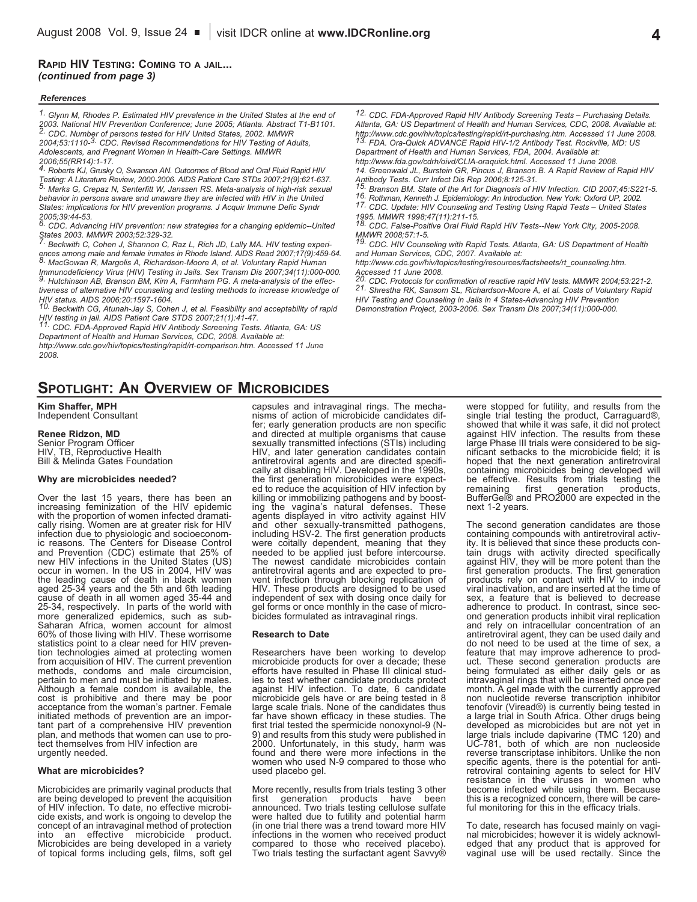### RAPID HIV TESTING: COMING TO A JAIL...
*(continued from page 3)*

#### *References*

*1. Glynn M, Rhodes P. Estimated HIV prevalence in the United States at the end of 2003. National HIV Prevention Conference; June 2005; Atlanta. Abstract T1-B1101.*
*2. CDC. Number of persons tested for HIV United States, 2002. MMWR 2004;53:1110-*
*3. CDC. Revised Recommendations for HIV Testing of Adults, Adolescents, and Pregnant Women in Health-Care Settings. MMWR 2006;55(RR14):1-17.*
*4. Roberts KJ, Grusky O, Swanson AN. Outcomes of Blood and Oral Fluid Rapid HIV Testing: A Literature Review, 2000-2006. AIDS Patient Care STDs 2007;21(9):621-637.*
*5. Marks G, Crepaz N, Senterfitt W, Janssen RS. Meta-analysis of high-risk sexual behavior in persons aware and unaware they are infected with HIV in the United States: implications for HIV prevention programs. J Acquir Immune Defic Syndr 2005;39:44-53.*
*6. CDC. Advancing HIV prevention: new strategies for a changing epidemic--United States 2003. MMWR 2003;52:329-32.*
*7. Beckwith C, Cohen J, Shannon C, Raz L, Rich JD, Lally MA. HIV testing experiences among male and female inmates in Rhode Island. AIDS Read 2007;17(9):459-64.*
*8. MacGowan R, Margolis A, Richardson-Moore A, et al. Voluntary Rapid Human Immunodeficiency Virus (HIV) Testing in Jails. Sex Transm Dis 2007;34(11):000-000.*
*9. Hutchinson AB, Branson BM, Kim A, Farmham PG. A meta-analysis of the effectiveness of alternative HIV counseling and testing methods to increase knowledge of HIV status. AIDS 2006;20:1597-1604.*
*10. Beckwith CG, Atunah-Jay S, Cohen J, et al. Feasibility and acceptability of rapid HIV testing in jail. AIDS Patient Care STDS 2007;21(1):41-47.*
*11. CDC. FDA-Approved Rapid HIV Antibody Screening Tests. Atlanta, GA: US Department of Health and Human Services, CDC, 2008. Available at: http://www.cdc.gov/hiv/topics/testing/rapid/rt-comparison.htm. Accessed 11 June 2008.*
*12. CDC. FDA-Approved Rapid HIV Antibody Screening Tests – Purchasing Details. Atlanta, GA: US Department of Health and Human Services, CDC, 2008. Available at: http://www.cdc.gov/hiv/topics/testing/rapid/rt-purchasing.htm. Accessed 11 June 2008.*
*13. FDA. Ora-Quick ADVANCE Rapid HIV-1/2 Antibody Test. Rockville, MD: US Department of Health and Human Services, FDA, 2004. Available at: http://www.fda.gov/cdrh/oivd/CLIA-oraquick.html. Accessed 11 June 2008.*
*14. Greenwald JL, Burstein GR, Pincus J, Branson B. A Rapid Review of Rapid HIV Antibody Tests. Curr Infect Dis Rep 2006;8:125-31.*
*15. Branson BM. State of the Art for Diagnosis of HIV Infection. CID 2007;45:S221-5.*
*16. Rothman, Kenneth J. Epidemiology: An Introduction. New York: Oxford UP, 2002.*
*17. CDC. Update: HIV Counseling and Testing Using Rapid Tests – United States 1995. MMWR 1998;47(11):211-15.*
*18. CDC. False-Positive Oral Fluid Rapid HIV Tests--New York City, 2005-2008. MMWR 2008;57:1-5.*
*19. CDC. HIV Counseling with Rapid Tests. Atlanta, GA: US Department of Health and Human Services, CDC, 2007. Available at: http://www.cdc.gov/hiv/topics/testing/resources/factsheets/rt_counseling.htm. Accessed 11 June 2008.*
*20. CDC. Protocols for confirmation of reactive rapid HIV tests. MMWR 2004;53:221-2.*
*21. Shrestha RK, Sansom SL, Richardson-Moore A, et al. Costs of Voluntary Rapid HIV Testing and Counseling in Jails in 4 States-Advancing HIV Prevention Demonstration Project, 2003-2006. Sex Transm Dis 2007;34(11):000-000.*

## SPOTLIGHT: AN OVERVIEW OF MICROBICIDES

**Kim Shaffer, MPH**
Independent Consultant

**Renee Ridzon, MD**
Senior Program Officer
HIV, TB, Reproductive Health
Bill & Melinda Gates Foundation

#### Why are microbicides needed?

Over the last 15 years, there has been an increasing feminization of the HIV epidemic with the proportion of women infected dramatically rising. Women are at greater risk for HIV infection due to physiologic and socioeconomic reasons. The Centers for Disease Control and Prevention (CDC) estimate that 25% of new HIV infections in the United States (US) occur in women. In the US in 2004, HIV was the leading cause of death in black women aged 25-34 years and the 5th and 6th leading cause of death in all women aged 35-44 and 25-34, respectively. In parts of the world with more generalized epidemics, such as sub-Saharan Africa, women account for almost 60% of those living with HIV. These worrisome statistics point to a clear need for HIV prevention technologies aimed at protecting women from acquisition of HIV. The current prevention methods, condoms and male circumcision, pertain to men and must be initiated by males. Although a female condom is available, the cost is prohibitive and there may be poor acceptance from the woman's partner. Female initiated methods of prevention are an important part of a comprehensive HIV prevention plan, and methods that women can use to protect themselves from HIV infection are urgently needed.

#### What are microbicides?

Microbicides are primarily vaginal products that are being developed to prevent the acquisition of HIV infection. To date, no effective microbicide exists, and work is ongoing to develop the concept of an intravaginal method of protection into an effective microbicide product. Microbicides are being developed in a variety of topical forms including gels, films, soft gel capsules and intravaginal rings. The mechanisms of action of microbicide candidates differ; early generation products are non specific and directed at multiple organisms that cause sexually transmitted infections (STIs) including HIV, and later generation candidates contain antiretroviral agents and are directed specifically at disabling HIV. Developed in the 1990s, the first generation microbicides were expected to reduce the acquisition of HIV infection by killing or immobilizing pathogens and by boosting the vagina's natural defenses. These agents displayed in vitro activity against HIV and other sexually-transmitted pathogens, including HSV-2. The first generation products were coitally dependent, meaning that they needed to be applied just before intercourse. The newest candidate microbicides contain antiretroviral agents and are expected to prevent infection through blocking replication of HIV. These products are designed to be used independent of sex with dosing once daily for gel forms or once monthly in the case of microbicides formulated as intravaginal rings.

#### Research to Date

Researchers have been working to develop microbicide products for over a decade; these efforts have resulted in Phase III clinical studies to test whether candidate products protect against HIV infection. To date, 6 candidate microbicide gels have or are being tested in 8 large scale trials. None of the candidates thus far have shown efficacy in these studies. The first trial tested the spermicide nonoxynol-9 (N-9) and results from this study were published in 2000. Unfortunately, in this study, harm was found and there were more infections in the women who used N-9 compared to those who used placebo gel.

More recently, results from trials testing 3 other first generation products have been announced. Two trials testing cellulose sulfate were halted due to futility and potential harm (in one trial there was a trend toward more HIV infections in the women who received product compared to those who received placebo). Two trials testing the surfactant agent Savvy® were stopped for futility, and results from the single trial testing the product, Carraguard®, showed that while it was safe, it did not protect against HIV infection. The results from these large Phase III trials were considered to be significant setbacks to the microbicide field; it is hoped that the next generation antiretroviral containing microbicides being developed will be effective. Results from trials testing the remaining first generation products, BufferGel® and PRO2000 are expected in the next 1-2 years.

The second generation candidates are those containing compounds with antiretroviral activity. It is believed that since these products contain drugs with activity directed specifically against HIV, they will be more potent than the first generation products. The first generation products rely on contact with HIV to induce viral inactivation, and are inserted at the time of sex, a feature that is believed to decrease adherence to product. In contrast, since second generation products inhibit viral replication and rely on intracellular concentration of an antiretroviral agent, they can be used daily and do not need to be used at the time of sex, a feature that may improve adherence to product. These second generation products are being formulated as either daily gels or as intravaginal rings that will be inserted once per month. A gel made with the currently approved non nucleotide reverse transcription inhibitor tenofovir (Viread®) is currently being tested in a large trial in South Africa. Other drugs being developed as microbicides but are not yet in large trials include dapivarine (TMC 120) and UC-781, both of which are non nucleoside reverse transcriptase inhibitors. Unlike the non specific agents, there is the potential for antiretroviral containing agents to select for HIV resistance in the viruses in women who become infected while using them. Because this is a recognized concern, there will be careful monitoring for this in the efficacy trials.

To date, research has focused mainly on vaginal microbicides; however it is widely acknowledged that any product that is approved for vaginal use will be used rectally. Since the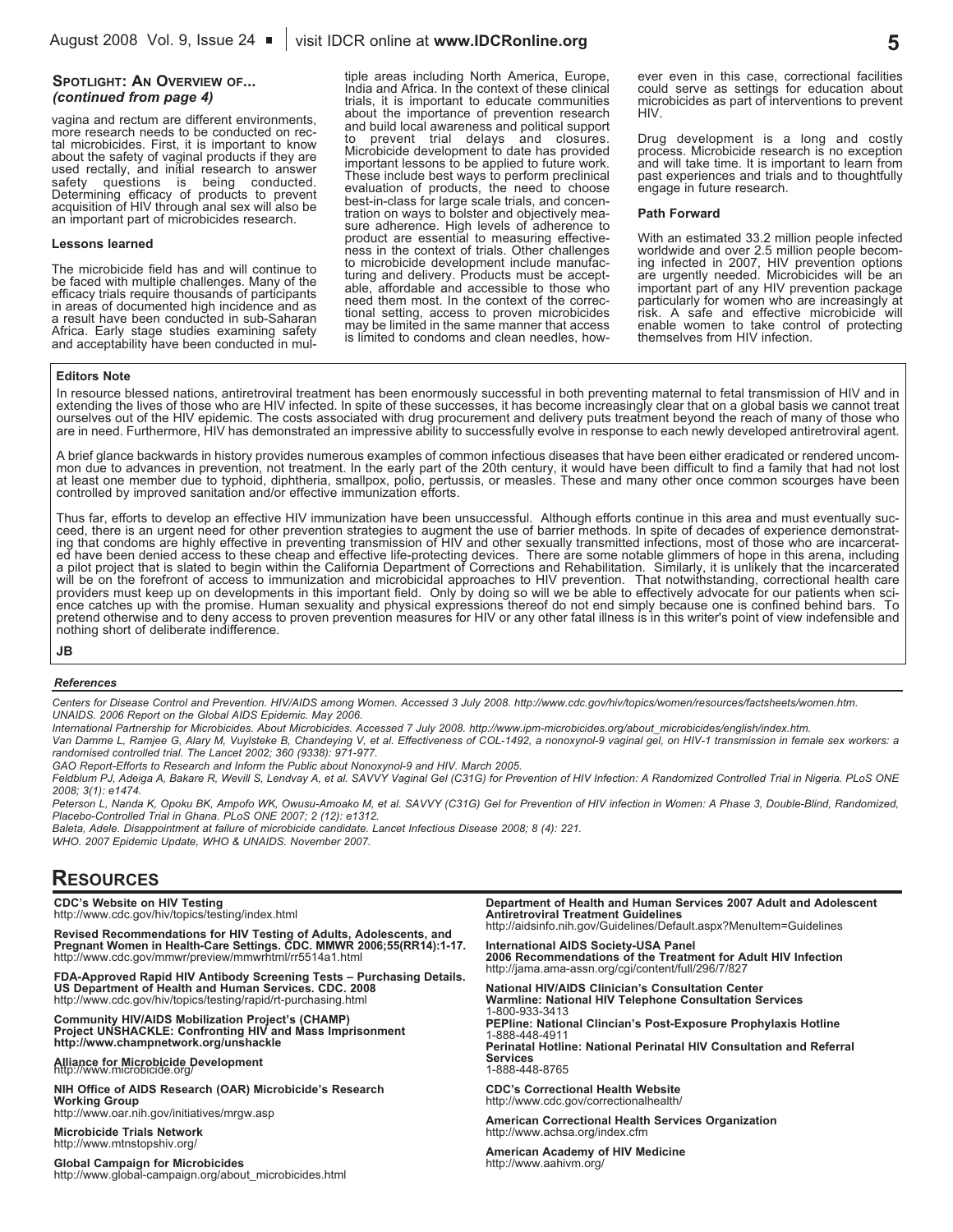### Spotlight: An Overview of...
*(continued from page 4)*

vagina and rectum are different environments, more research needs to be conducted on rectal microbicides. First, it is important to know about the safety of vaginal products if they are used rectally, and initial research to answer safety questions is being conducted. Determining efficacy of products to prevent acquisition of HIV through anal sex will also be an important part of microbicides research.

#### Lessons learned

The microbicide field has and will continue to be faced with multiple challenges. Many of the efficacy trials require thousands of participants in areas of documented high incidence and as a result have been conducted in sub-Saharan Africa. Early stage studies examining safety and acceptability have been conducted in multiple areas including North America, Europe, India and Africa. In the context of these clinical trials, it is important to educate communities about the importance of prevention research and build local awareness and political support to prevent trial delays and closures. Microbicide development to date has provided important lessons to be applied to future work. These include best ways to perform preclinical evaluation of products, the need to choose best-in-class for large scale trials, and concentration on ways to bolster and objectively measure adherence. High levels of adherence to product are essential to measuring effectiveness in the context of trials. Other challenges to microbicide development include manufacturing and delivery. Products must be acceptable, affordable and accessible to those who need them most. In the context of the correctional setting, access to proven microbicides may be limited in the same manner that access is limited to condoms and clean needles, however even in this case, correctional facilities could serve as settings for education about microbicides as part of interventions to prevent HIV.

Drug development is a long and costly process. Microbicide research is no exception and will take time. It is important to learn from past experiences and trials and to thoughtfully engage in future research.

#### Path Forward

With an estimated 33.2 million people infected worldwide and over 2.5 million people becoming infected in 2007, HIV prevention options are urgently needed. Microbicides will be an important part of any HIV prevention package particularly for women who are increasingly at risk. A safe and effective microbicide will enable women to take control of protecting themselves from HIV infection.

#### Editors Note

In resource blessed nations, antiretroviral treatment has been enormously successful in both preventing maternal to fetal transmission of HIV and in extending the lives of those who are HIV infected. In spite of these successes, it has become increasingly clear that on a global basis we cannot treat ourselves out of the HIV epidemic. The costs associated with drug procurement and delivery puts treatment beyond the reach of many of those who are in need. Furthermore, HIV has demonstrated an impressive ability to successfully evolve in response to each newly developed antiretroviral agent.

A brief glance backwards in history provides numerous examples of common infectious diseases that have been either eradicated or rendered uncommon due to advances in prevention, not treatment. In the early part of the 20th century, it would have been difficult to find a family that had not lost at least one member due to typhoid, diphtheria, smallpox, polio, pertussis, or measles. These and many other once common scourges have been controlled by improved sanitation and/or effective immunization efforts.

Thus far, efforts to develop an effective HIV immunization have been unsuccessful. Although efforts continue in this area and must eventually succeed, there is an urgent need for other prevention strategies to augment the use of barrier methods. In spite of decades of experience demonstrating that condoms are highly effective in preventing transmission of HIV and other sexually transmitted infections, most of those who are incarcerated have been denied access to these cheap and effective life-protecting devices. There are some notable glimmers of hope in this arena, including a pilot project that is slated to begin within the California Department of Corrections and Rehabilitation. Similarly, it is unlikely that the incarcerated will be on the forefront of access to immunization and microbicidal approaches to HIV prevention. That notwithstanding, correctional health care providers must keep up on developments in this important field. Only by doing so will we be able to effectively advocate for our patients when science catches up with the promise. Human sexuality and physical expressions thereof do not end simply because one is confined behind bars. To pretend otherwise and to deny access to proven prevention measures for HIV or any other fatal illness is in this writer's point of view indefensible and nothing short of deliberate indifference.

**JB**

#### *References*

*Centers for Disease Control and Prevention. HIV/AIDS among Women. Accessed 3 July 2008. http://www.cdc.gov/hiv/topics/women/resources/factsheets/women.htm.*
*UNAIDS. 2006 Report on the Global AIDS Epidemic. May 2006.*
*International Partnership for Microbicides. About Microbicides. Accessed 7 July 2008. http://www.ipm-microbicides.org/about_microbicides/english/index.htm.*
*Van Damme L, Ramjee G, Alary M, Vuylsteke B, Chandeying V, et al. Effectiveness of COL-1492, a nonoxynol-9 vaginal gel, on HIV-1 transmission in female sex workers: a randomised controlled trial. The Lancet 2002; 360 (9338): 971-977.*
*GAO Report-Efforts to Research and Inform the Public about Nonoxynol-9 and HIV. March 2005.*
*Feldblum PJ, Adeiga A, Bakare R, Wevill S, Lendvay A, et al. SAVVY Vaginal Gel (C31G) for Prevention of HIV Infection: A Randomized Controlled Trial in Nigeria. PLoS ONE 2008; 3(1): e1474.*
*Peterson L, Nanda K, Opoku BK, Ampofo WK, Owusu-Amoako M, et al. SAVVY (C31G) Gel for Prevention of HIV infection in Women: A Phase 3, Double-Blind, Randomized, Placebo-Controlled Trial in Ghana. PLoS ONE 2007; 2 (12): e1312.*
*Baleta, Adele. Disappointment at failure of microbicide candidate. Lancet Infectious Disease 2008; 8 (4): 221.*
*WHO. 2007 Epidemic Update, WHO & UNAIDS. November 2007.*

## Resources

**CDC's Website on HIV Testing**
http://www.cdc.gov/hiv/topics/testing/index.html

**Revised Recommendations for HIV Testing of Adults, Adolescents, and Pregnant Women in Health-Care Settings. CDC. MMWR 2006;55(RR14):1-17.**
http://www.cdc.gov/mmwr/preview/mmwrhtml/rr5514a1.html

**FDA-Approved Rapid HIV Antibody Screening Tests – Purchasing Details. US Department of Health and Human Services. CDC. 2008**
http://www.cdc.gov/hiv/topics/testing/rapid/rt-purchasing.html

**Community HIV/AIDS Mobilization Project's (CHAMP) Project UNSHACKLE: Confronting HIV and Mass Imprisonment**
**http://www.champnetwork.org/unshackle**

**Alliance for Microbicide Development**
http://www.microbicide.org/

**NIH Office of AIDS Research (OAR) Microbicide's Research Working Group**
http://www.oar.nih.gov/initiatives/mrgw.asp

**Microbicide Trials Network**
http://www.mtnstopshiv.org/

**Global Campaign for Microbicides**
http://www.global-campaign.org/about_microbicides.html

**Department of Health and Human Services 2007 Adult and Adolescent Antiretroviral Treatment Guidelines**
http://aidsinfo.nih.gov/Guidelines/Default.aspx?MenuItem=Guidelines

**International AIDS Society-USA Panel**
**2006 Recommendations of the Treatment for Adult HIV Infection**
http://jama.ama-assn.org/cgi/content/full/296/7/827

**National HIV/AIDS Clinician's Consultation Center**
**Warmline: National HIV Telephone Consultation Services**
1-800-933-3413
**PEPline: National Clincian's Post-Exposure Prophylaxis Hotline**
1-888-448-4911
**Perinatal Hotline: National Perinatal HIV Consultation and Referral Services**
1-888-448-8765

**CDC's Correctional Health Website**
http://www.cdc.gov/correctionalhealth/

**American Correctional Health Services Organization**
http://www.achsa.org/index.cfm

**American Academy of HIV Medicine**
http://www.aahivm.org/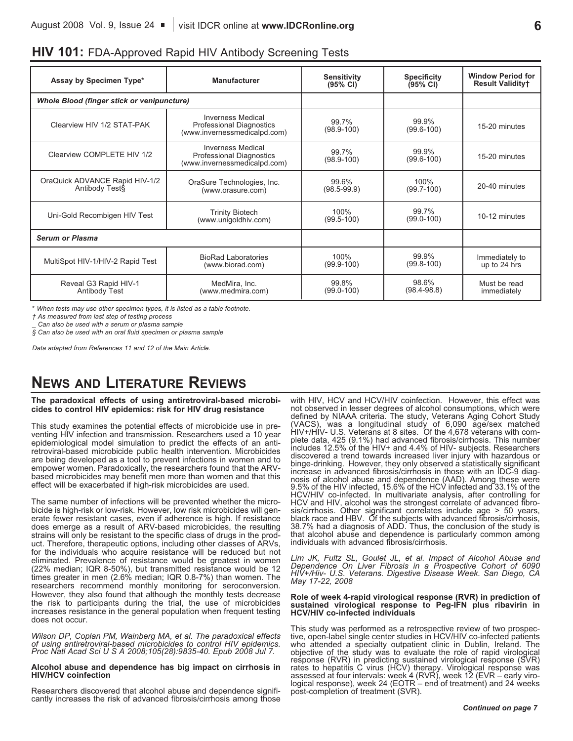## HIV 101: FDA-Approved Rapid HIV Antibody Screening Tests

| Assay by Specimen Type* | Manufacturer | Sensitivity (95% CI) | Specificity (95% CI) | Window Period for Result Validity† |
|---|---|---|---|---|
| ***Whole Blood (finger stick or venipuncture)*** | | | | |
| Clearview HIV 1/2 STAT-PAK | Inverness Medical Professional Diagnostics (www.invernessmedicalpd.com) | 99.7% (98.9-100) | 99.9% (99.6-100) | 15-20 minutes |
| Clearview COMPLETE HIV 1/2 | Inverness Medical Professional Diagnostics (www.invernessmedicalpd.com) | 99.7% (98.9-100) | 99.9% (99.6-100) | 15-20 minutes |
| OraQuick ADVANCE Rapid HIV-1/2 Antibody Test§ | OraSure Technologies, Inc. (www.orasure.com) | 99.6% (98.5-99.9) | 100% (99.7-100) | 20-40 minutes |
| Uni-Gold Recombigen HIV Test | Trinity Biotech (www.unigoldhiv.com) | 100% (99.5-100) | 99.7% (99.0-100) | 10-12 minutes |
| ***Serum or Plasma*** | | | | |
| MultiSpot HIV-1/HIV-2 Rapid Test | BioRad Laboratories (www.biorad.com) | 100% (99.9-100) | 99.9% (99.8-100) | Immediately to up to 24 hrs |
| Reveal G3 Rapid HIV-1 Antibody Test | MedMira, Inc. (www.medmira.com) | 99.8% (99.0-100) | 98.6% (98.4-98.8) | Must be read immediately |

*\* When tests may use other specimen types, it is listed as a table footnote.*

*† As measured from last step of testing process*

*_ Can also be used with a serum or plasma sample*

*§ Can also be used with an oral fluid specimen or plasma sample*

*Data adapted from References 11 and 12 of the Main Article.*

# News and Literature Reviews

**The paradoxical effects of using antiretroviral-based microbicides to control HIV epidemics: risk for HIV drug resistance**

This study examines the potential effects of microbicide use in preventing HIV infection and transmission. Researchers used a 10 year epidemiological model simulation to predict the effects of an antiretroviral-based microbicide public health intervention. Microbicides are being developed as a tool to prevent infections in women and to empower women. Paradoxically, the researchers found that the ARV-based microbicides may benefit men more than women and that this effect will be exacerbated if high-risk microbicides are used.

The same number of infections will be prevented whether the microbicide is high-risk or low-risk. However, low risk microbicides will generate fewer resistant cases, even if adherence is high. If resistance does emerge as a result of ARV-based microbicides, the resulting strains will only be resistant to the specific class of drugs in the product. Therefore, therapeutic options, including other classes of ARVs, for the individuals who acquire resistance will be reduced but not eliminated. Prevalence of resistance would be greatest in women (22% median; IQR 8-50%), but transmitted resistance would be 12 times greater in men (2.6% median; IQR 0.8-7%) than women. The researchers recommend monthly monitoring for seroconversion. However, they also found that although the monthly tests decrease the risk to participants during the trial, the use of microbicides increases resistance in the general population when frequent testing does not occur.

*Wilson DP, Coplan PM, Wainberg MA, et al. The paradoxical effects of using antiretroviral-based microbicides to control HIV epidemics. Proc Natl Acad Sci U S A 2008;105(28):9835-40. Epub 2008 Jul 7.*

**Alcohol abuse and dependence has big impact on cirrhosis in HIV/HCV coinfection**

Researchers discovered that alcohol abuse and dependence significantly increases the risk of advanced fibrosis/cirrhosis among those with HIV, HCV and HCV/HIV coinfection. However, this effect was not observed in lesser degrees of alcohol consumptions, which were defined by NIAAA criteria. The study, Veterans Aging Cohort Study (VACS), was a longitudinal study of 6,090 age/sex matched HIV+/HIV- U.S. Veterans at 8 sites. Of the 4,678 veterans with complete data, 425 (9.1%) had advanced fibrosis/cirrhosis. This number includes 12.5% of the HIV+ and 4.4% of HIV- subjects. Researchers discovered a trend towards increased liver injury with hazardous or binge-drinking. However, they only observed a statistically significant increase in advanced fibrosis/cirrhosis in those with an IDC-9 diagnosis of alcohol abuse and dependence (AAD). Among these were 9.5% of the HIV infected, 15.6% of the HCV infected and 33.1% of the HCV/HIV co-infected. In multivariate analysis, after controlling for HCV and HIV, alcohol was the strongest correlate of advanced fibrosis/cirrhosis. Other significant correlates include age > 50 years, black race and HBV. Of the subjects with advanced fibrosis/cirrhosis, 38.7% had a diagnosis of ADD. Thus, the conclusion of the study is that alcohol abuse and dependence is particularly common among individuals with advanced fibrosis/cirrhosis.

*Lim JK, Fultz SL, Goulet JL, et al. Impact of Alcohol Abuse and Dependence On Liver Fibrosis in a Prospective Cohort of 6090 HIV+/Hiv- U.S. Veterans. Digestive Disease Week. San Diego, CA May 17-22, 2008*

**Role of week 4-rapid virological response (RVR) in prediction of sustained virological response to Peg-IFN plus ribavirin in HCV/HIV co-infected individuals**

This study was performed as a retrospective review of two prospective, open-label single center studies in HCV/HIV co-infected patients who attended a specialty outpatient clinic in Dublin, Ireland. The objective of the study was to evaluate the role of rapid virological response (RVR) in predicting sustained virological response (SVR) rates to hepatitis C virus (HCV) therapy. Virological response was assessed at four intervals: week 4 (RVR), week 12 (EVR – early virological response), week 24 (EOTR – end of treatment) and 24 weeks post-completion of treatment (SVR).

***Continued on page 7***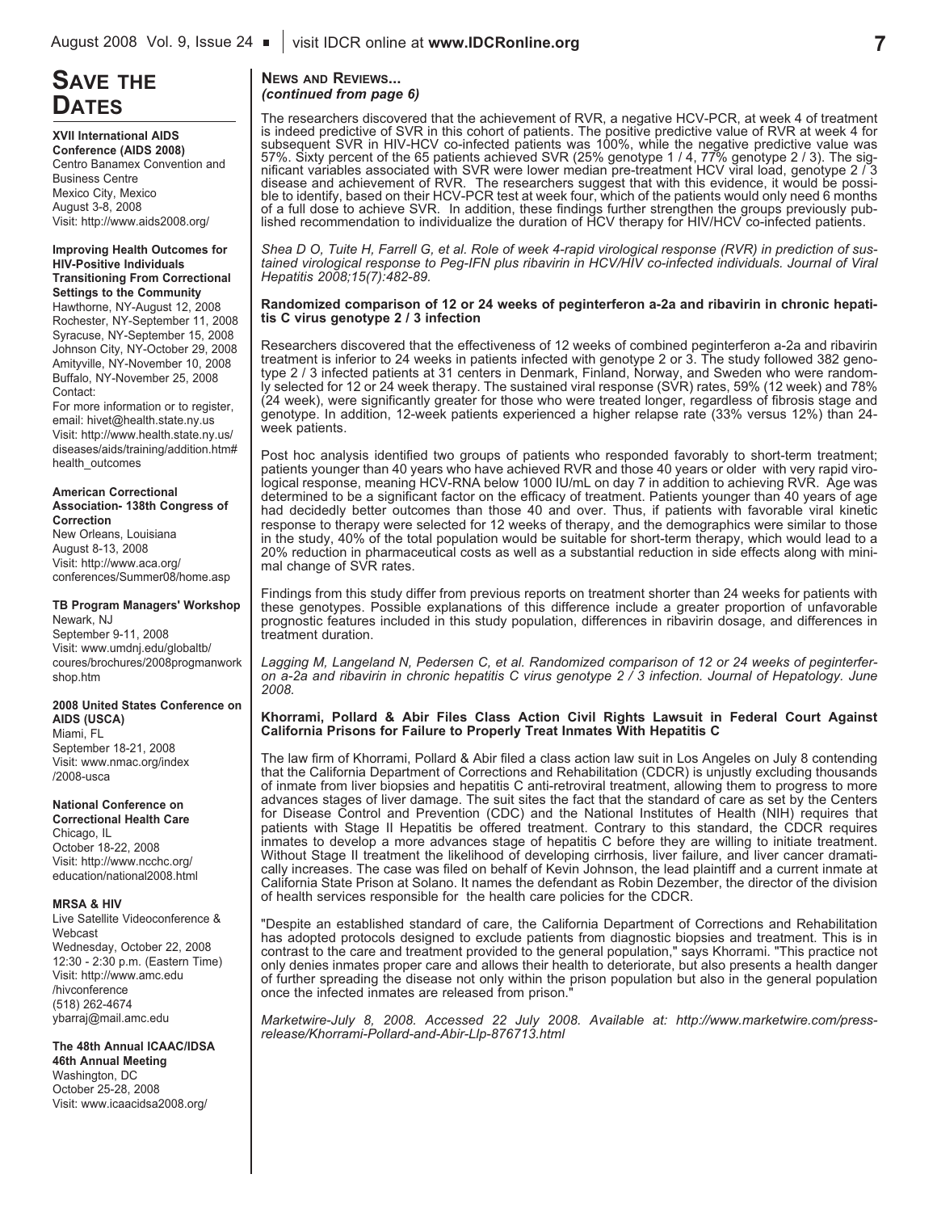# Save the Dates

**XVII International AIDS Conference (AIDS 2008)**
Centro Banamex Convention and Business Centre
Mexico City, Mexico
August 3-8, 2008
Visit: http://www.aids2008.org/

**Improving Health Outcomes for HIV-Positive Individuals Transitioning From Correctional Settings to the Community**
Hawthorne, NY-August 12, 2008
Rochester, NY-September 11, 2008
Syracuse, NY-September 15, 2008
Johnson City, NY-October 29, 2008
Amityville, NY-November 10, 2008
Buffalo, NY-November 25, 2008
Contact:
For more information or to register, email: hivet@health.state.ny.us
Visit: http://www.health.state.ny.us/diseases/aids/training/addition.htm#health_outcomes

**American Correctional Association- 138th Congress of Correction**
New Orleans, Louisiana
August 8-13, 2008
Visit: http://www.aca.org/conferences/Summer08/home.asp

**TB Program Managers' Workshop**
Newark, NJ
September 9-11, 2008
Visit: www.umdnj.edu/globaltb/coures/brochures/2008progmanworkshop.htm

**2008 United States Conference on AIDS (USCA)**
Miami, FL
September 18-21, 2008
Visit: www.nmac.org/index/2008-usca

**National Conference on Correctional Health Care**
Chicago, IL
October 18-22, 2008
Visit: http://www.ncchc.org/education/national2008.html

**MRSA & HIV**
Live Satellite Videoconference & Webcast
Wednesday, October 22, 2008
12:30 - 2:30 p.m. (Eastern Time)
Visit: http://www.amc.edu/hivconference
(518) 262-4674
ybarraj@mail.amc.edu

**The 48th Annual ICAAC/IDSA 46th Annual Meeting**
Washington, DC
October 25-28, 2008
Visit: www.icaacidsa2008.org/

## News and Reviews...
***(continued from page 6)***

The researchers discovered that the achievement of RVR, a negative HCV-PCR, at week 4 of treatment is indeed predictive of SVR in this cohort of patients. The positive predictive value of RVR at week 4 for subsequent SVR in HIV-HCV co-infected patients was 100%, while the negative predictive value was 57%. Sixty percent of the 65 patients achieved SVR (25% genotype 1 / 4, 77% genotype 2 / 3). The significant variables associated with SVR were lower median pre-treatment HCV viral load, genotype 2 / 3 disease and achievement of RVR. The researchers suggest that with this evidence, it would be possible to identify, based on their HCV-PCR test at week four, which of the patients would only need 6 months of a full dose to achieve SVR. In addition, these findings further strengthen the groups previously published recommendation to individualize the duration of HCV therapy for HIV/HCV co-infected patients.

*Shea D O, Tuite H, Farrell G, et al. Role of week 4-rapid virological response (RVR) in prediction of sustained virological response to Peg-IFN plus ribavirin in HCV/HIV co-infected individuals. Journal of Viral Hepatitis 2008;15(7):482-89.*

### Randomized comparison of 12 or 24 weeks of peginterferon a-2a and ribavirin in chronic hepatitis C virus genotype 2 / 3 infection

Researchers discovered that the effectiveness of 12 weeks of combined peginterferon a-2a and ribavirin treatment is inferior to 24 weeks in patients infected with genotype 2 or 3. The study followed 382 genotype 2 / 3 infected patients at 31 centers in Denmark, Finland, Norway, and Sweden who were randomly selected for 12 or 24 week therapy. The sustained viral response (SVR) rates, 59% (12 week) and 78% (24 week), were significantly greater for those who were treated longer, regardless of fibrosis stage and genotype. In addition, 12-week patients experienced a higher relapse rate (33% versus 12%) than 24-week patients.

Post hoc analysis identified two groups of patients who responded favorably to short-term treatment; patients younger than 40 years who have achieved RVR and those 40 years or older with very rapid virological response, meaning HCV-RNA below 1000 IU/mL on day 7 in addition to achieving RVR. Age was determined to be a significant factor on the efficacy of treatment. Patients younger than 40 years of age had decidedly better outcomes than those 40 and over. Thus, if patients with favorable viral kinetic response to therapy were selected for 12 weeks of therapy, and the demographics were similar to those in the study, 40% of the total population would be suitable for short-term therapy, which would lead to a 20% reduction in pharmaceutical costs as well as a substantial reduction in side effects along with minimal change of SVR rates.

Findings from this study differ from previous reports on treatment shorter than 24 weeks for patients with these genotypes. Possible explanations of this difference include a greater proportion of unfavorable prognostic features included in this study population, differences in ribavirin dosage, and differences in treatment duration.

*Lagging M, Langeland N, Pedersen C, et al. Randomized comparison of 12 or 24 weeks of peginterferon a-2a and ribavirin in chronic hepatitis C virus genotype 2 / 3 infection. Journal of Hepatology. June 2008.*

### Khorrami, Pollard & Abir Files Class Action Civil Rights Lawsuit in Federal Court Against California Prisons for Failure to Properly Treat Inmates With Hepatitis C

The law firm of Khorrami, Pollard & Abir filed a class action law suit in Los Angeles on July 8 contending that the California Department of Corrections and Rehabilitation (CDCR) is unjustly excluding thousands of inmate from liver biopsies and hepatitis C anti-retroviral treatment, allowing them to progress to more advances stages of liver damage. The suit sites the fact that the standard of care as set by the Centers for Disease Control and Prevention (CDC) and the National Institutes of Health (NIH) requires that patients with Stage II Hepatitis be offered treatment. Contrary to this standard, the CDCR requires inmates to develop a more advances stage of hepatitis C before they are willing to initiate treatment. Without Stage II treatment the likelihood of developing cirrhosis, liver failure, and liver cancer dramatically increases. The case was filed on behalf of Kevin Johnson, the lead plaintiff and a current inmate at California State Prison at Solano. It names the defendant as Robin Dezember, the director of the division of health services responsible for the health care policies for the CDCR.

"Despite an established standard of care, the California Department of Corrections and Rehabilitation has adopted protocols designed to exclude patients from diagnostic biopsies and treatment. This is in contrast to the care and treatment provided to the general population," says Khorrami. "This practice not only denies inmates proper care and allows their health to deteriorate, but also presents a health danger of further spreading the disease not only within the prison population but also in the general population once the infected inmates are released from prison."

*Marketwire-July 8, 2008. Accessed 22 July 2008. Available at: http://www.marketwire.com/press-release/Khorrami-Pollard-and-Abir-Llp-876713.html*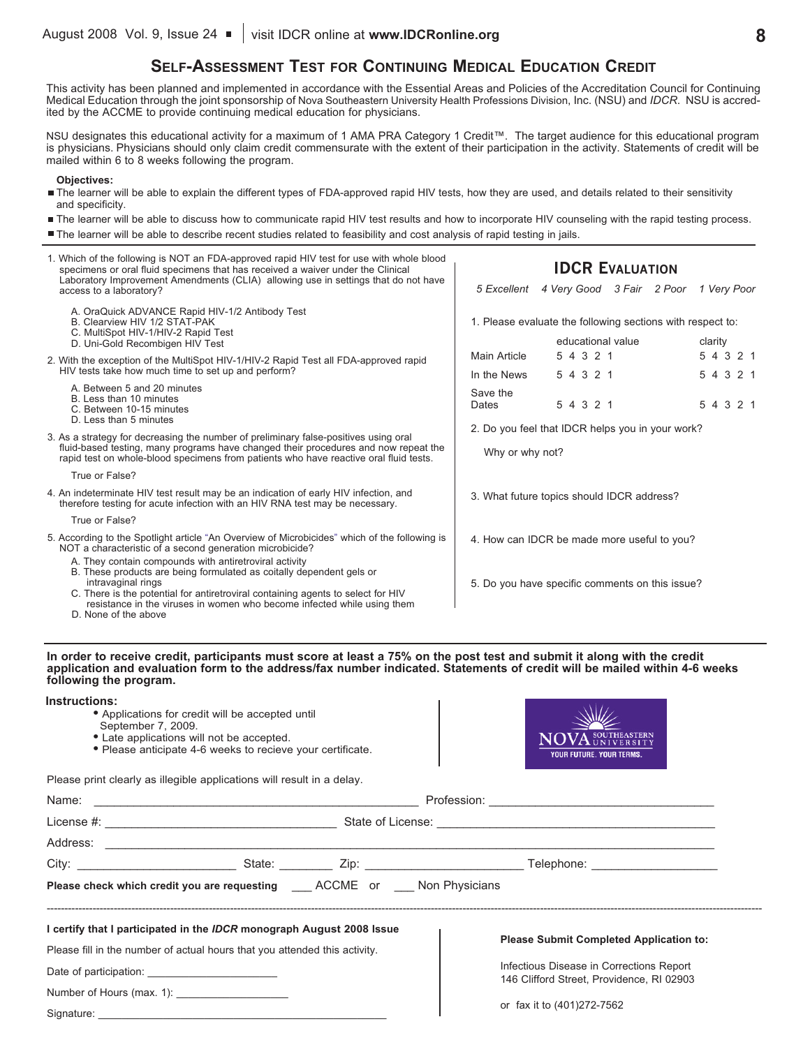# Self-Assessment Test for Continuing Medical Education Credit

This activity has been planned and implemented in accordance with the Essential Areas and Policies of the Accreditation Council for Continuing Medical Education through the joint sponsorship of Nova Southeastern University Health Professions Division, Inc. (NSU) and *IDCR*. NSU is accredited by the ACCME to provide continuing medical education for physicians.

NSU designates this educational activity for a maximum of 1 AMA PRA Category 1 Credit™. The target audience for this educational program is physicians. Physicians should only claim credit commensurate with the extent of their participation in the activity. Statements of credit will be mailed within 6 to 8 weeks following the program.

**Objectives:**

- The learner will be able to explain the different types of FDA-approved rapid HIV tests, how they are used, and details related to their sensitivity and specificity.
- The learner will be able to discuss how to communicate rapid HIV test results and how to incorporate HIV counseling with the rapid testing process.
- The learner will be able to describe recent studies related to feasibility and cost analysis of rapid testing in jails.

1. Which of the following is NOT an FDA-approved rapid HIV test for use with whole blood specimens or oral fluid specimens that has received a waiver under the Clinical Laboratory Improvement Amendments (CLIA) allowing use in settings that do not have access to a laboratory?

   A. OraQuick ADVANCE Rapid HIV-1/2 Antibody Test
   B. Clearview HIV 1/2 STAT-PAK
   C. MultiSpot HIV-1/HIV-2 Rapid Test
   D. Uni-Gold Recombigen HIV Test

2. With the exception of the MultiSpot HIV-1/HIV-2 Rapid Test all FDA-approved rapid HIV tests take how much time to set up and perform?

   A. Between 5 and 20 minutes
   B. Less than 10 minutes
   C. Between 10-15 minutes
   D. Less than 5 minutes

3. As a strategy for decreasing the number of preliminary false-positives using oral fluid-based testing, many programs have changed their procedures and now repeat the rapid test on whole-blood specimens from patients who have reactive oral fluid tests.

   True or False?

4. An indeterminate HIV test result may be an indication of early HIV infection, and therefore testing for acute infection with an HIV RNA test may be necessary.

   True or False?

5. According to the Spotlight article "An Overview of Microbicides" which of the following is NOT a characteristic of a second generation microbicide?

   A. They contain compounds with antiretroviral activity
   B. These products are being formulated as coitally dependent gels or intravaginal rings
   C. There is the potential for antiretroviral containing agents to select for HIV resistance in the viruses in women who become infected while using them
   D. None of the above

## IDCR Evaluation

*5 Excellent 4 Very Good 3 Fair 2 Poor 1 Very Poor*

1. Please evaluate the following sections with respect to:

| | educational value | clarity |
|---|---|---|
| Main Article | 5 4 3 2 1 | 5 4 3 2 1 |
| In the News | 5 4 3 2 1 | 5 4 3 2 1 |
| Save the Dates | 5 4 3 2 1 | 5 4 3 2 1 |

2. Do you feel that IDCR helps you in your work?

   Why or why not?

3. What future topics should IDCR address?

4. How can IDCR be made more useful to you?

5. Do you have specific comments on this issue?

**In order to receive credit, participants must score at least a 75% on the post test and submit it along with the credit application and evaluation form to the address/fax number indicated. Statements of credit will be mailed within 4-6 weeks following the program.**

**Instructions:**

- Applications for credit will be accepted until September 7, 2009.
- Late applications will not be accepted.
- Please anticipate 4-6 weeks to recieve your certificate.

NOVA SOUTHEASTERN UNIVERSITY — YOUR FUTURE. YOUR TERMS.

Please print clearly as illegible applications will result in a delay.

Name: ______________________ Profession: ______________________

License #: ______________________ State of License: ______________________

Address: ______________________________________________

City: ______________ State: ________ Zip: ______________ Telephone: ______________

**Please check which credit you are requesting** ___ ACCME or ___ Non Physicians

---

**I certify that I participated in the *IDCR* monograph August 2008 Issue**

Please fill in the number of actual hours that you attended this activity.

Date of participation: ______________________

Number of Hours (max. 1): ______________________

Signature: ______________________________________________

**Please Submit Completed Application to:**

Infectious Disease in Corrections Report
146 Clifford Street, Providence, RI 02903

or fax it to (401)272-7562